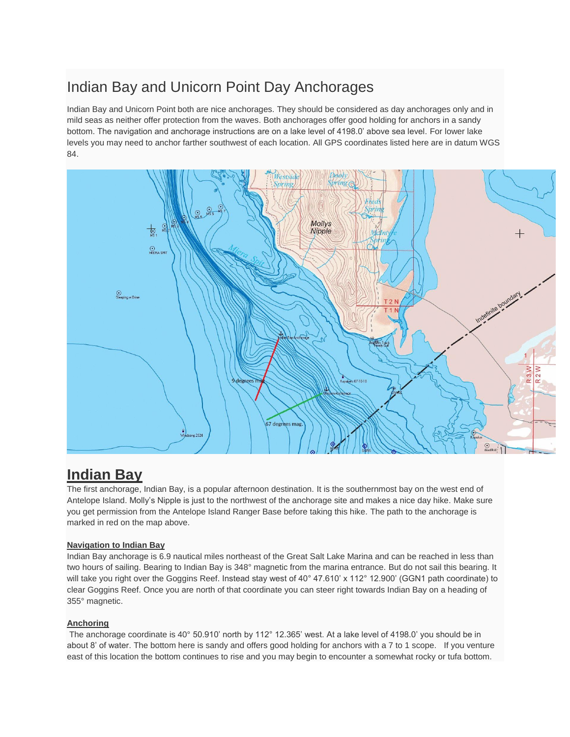# Indian Bay and Unicorn Point Day Anchorages

Indian Bay and Unicorn Point both are nice anchorages. They should be considered as day anchorages only and in mild seas as neither offer protection from the waves. Both anchorages offer good holding for anchors in a sandy bottom. The navigation and anchorage instructions are on a lake level of 4198.0' above sea level. For lower lake levels you may need to anchor farther southwest of each location. All GPS coordinates listed here are in datum WGS 84.

## Indian Bay

The first anchorage, Indian Bay, is a popular afternoon destination. It is the southernmost bay on the west end of Antelope Island. Molly's Nipple is just to the northwest of the anchorage site and makes a nice day hike. Make sure you get permission from the Antelope Island Ranger Base before taking this hike. The path to the anchorage is marked in red on the map above.

### Navigation to Indian Bay

Indian Bay anchorage is 6.9 nautical miles northeast of the Great Salt Lake Marina and can be reached in less than two hours of sailing. Bearing to Indian Bay is 348° magnetic from the marina entrance. But do not sail this bearing. It will take you right over the Goggins Reef. Instead stay west of 40° 47.610' x 112° 12.900' (GGN1 path coordinate) to clear Goggins Reef. Once you are north of that coordinate you can steer right towards Indian Bay on a heading of 355° magnetic.

### Anchoring

The anchorage coordinate is 40° 50.910' north by 112° 12.365' west. At a lake level of 4198.0' you should be in about 8' of water. The bottom here is sandy and offers good holding for anchors with a 7 to 1 scope. If you venture east of this location the bottom continues to rise and you may begin to encounter a somewhat rocky or tufa bottom.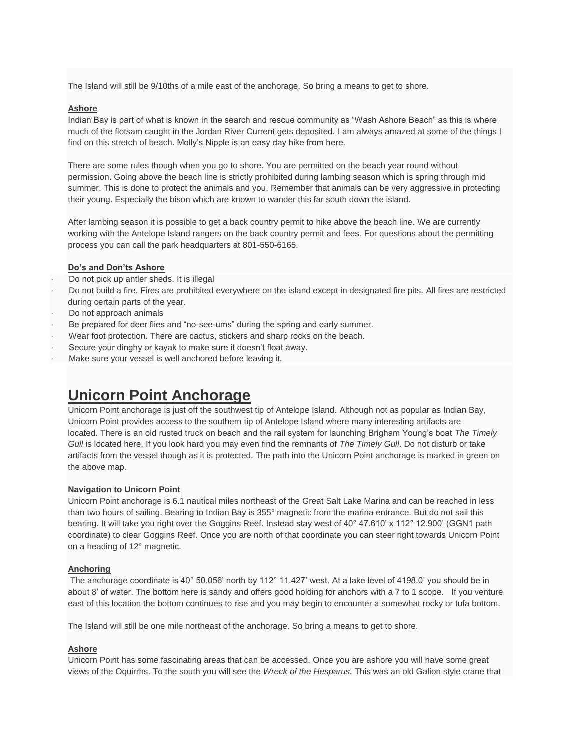The Island will still be 9/10ths of a mile east of the anchorage. So bring a means to get to shore.

### Ashore

Indian Bay is part of what is known in the search and rescue community as "Wash Ashore Beach" as this is where much of the flotsam caught in the Jordan River Current gets deposited. I am always amazed at some of the things I find on this stretch of beach. Molly's Nipple is an easy day hike from here.

There are some rules though when you go to shore. You are permitted on the beach year round without permission. Going above the beach line is strictly prohibited during lambing season which is spring through mid summer. This is done to protect the animals and you. Remember that animals can be very aggressive in protecting their young. Especially the bison which are known to wander this far south down the island.

After lambing season it is possible to get a back country permit to hike above the beach line. We are currently working with the Antelope Island rangers on the back country permit and fees. For questions about the permitting process you can call the park headquarters at 801-550-6165.

### Do's and Don'ts Ashore

- Do not pick up antler sheds. It is illegal
- Do not build a fire. Fires are prohibited everywhere on the island except in designated fire pits. All fires are restricted during certain parts of the year.
- Do not approach animals
- Be prepared for deer flies and "no-see-ums" during the spring and early summer.
- Wear foot protection. There are cactus, stickers and sharp rocks on the beach.
- Secure your dinghy or kayak to make sure it doesn't float away.
- Make sure your vessel is well anchored before leaving it.

## Unicorn Point Anchorage

Unicorn Point anchorage is just off the southwest tip of Antelope Island. Although not as popular as Indian Bay, Unicorn Point provides access to the southern tip of Antelope Island where many interesting artifacts are located. There is an old rusted truck on beach and the rail system for launching Brigham Young's boat *The Timely Gull* is located here. If you look hard you may even find the remnants of *The Timely Gull*. Do not disturb or take artifacts from the vessel though as it is protected. The path into the Unicorn Point anchorage is marked in green on the above map.

### Navigation to Unicorn Point

Unicorn Point anchorage is 6.1 nautical miles northeast of the Great Salt Lake Marina and can be reached in less than two hours of sailing. Bearing to Indian Bay is 355° magnetic from the marina entrance. But do not sail this bearing. It will take you right over the Goggins Reef. Instead stay west of 40° 47.610' x 112° 12.900' (GGN1 path coordinate) to clear Goggins Reef. Once you are north of that coordinate you can steer right towards Unicorn Point on a heading of 12° magnetic.

### Anchoring

The anchorage coordinate is 40° 50.056' north by 112° 11.427' west. At a lake level of 4198.0' you should be in about 8' of water. The bottom here is sandy and offers good holding for anchors with a 7 to 1 scope. If you venture east of this location the bottom continues to rise and you may begin to encounter a somewhat rocky or tufa bottom.

The Island will still be one mile northeast of the anchorage. So bring a means to get to shore.

### Ashore

Unicorn Point has some fascinating areas that can be accessed. Once you are ashore you will have some great views of the Oquirrhs. To the south you will see the *Wreck of the Hesparus.* This was an old Galion style crane that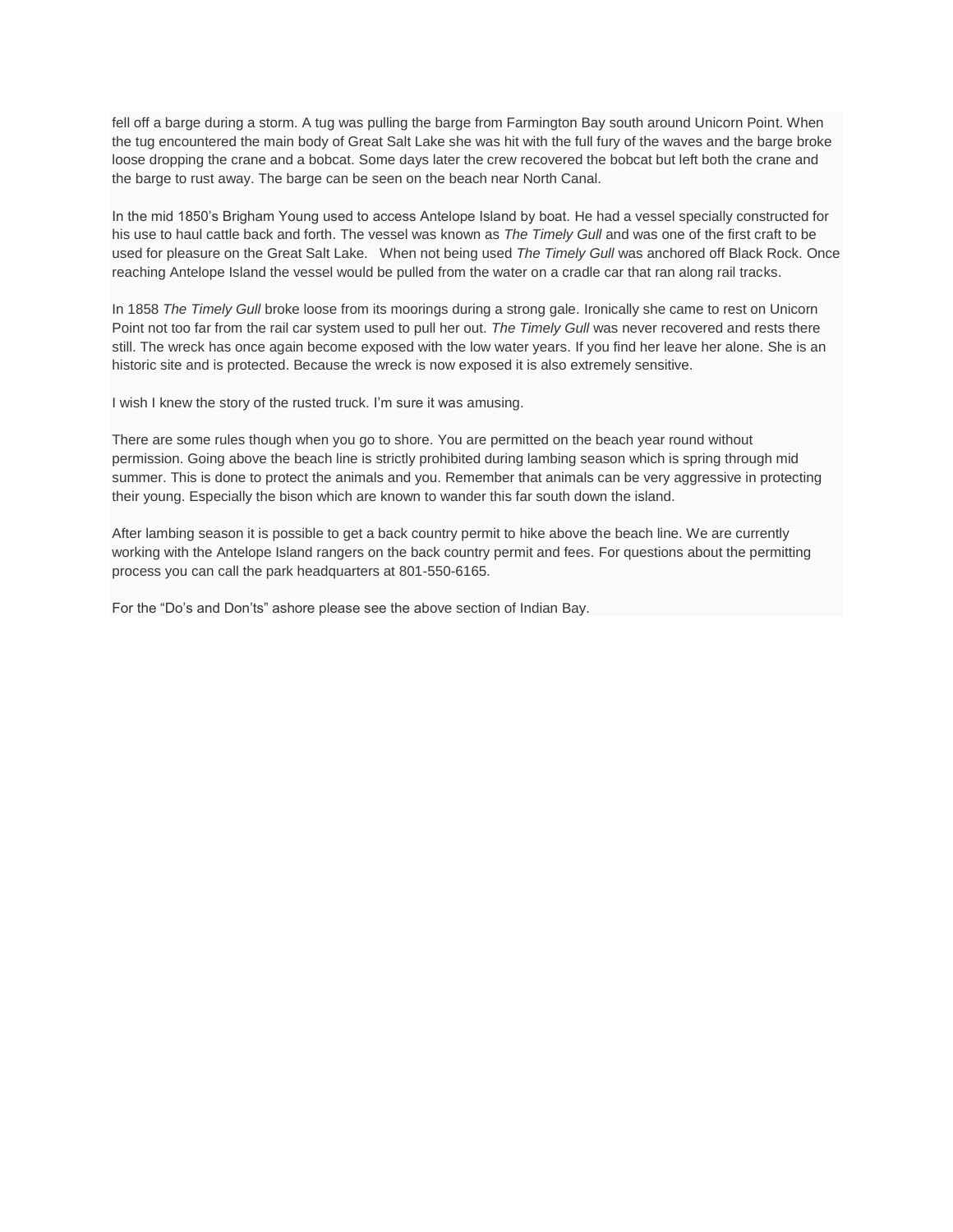fell off a barge during a storm. A tug was pulling the barge from Farmington Bay south around Unicorn Point. When the tug encountered the main body of Great Salt Lake she was hit with the full fury of the waves and the barge broke loose dropping the crane and a bobcat. Some days later the crew recovered the bobcat but left both the crane and the barge to rust away. The barge can be seen on the beach near North Canal.

In the mid 1850's Brigham Young used to access Antelope Island by boat. He had a vessel specially constructed for his use to haul cattle back and forth. The vessel was known as *The Timely Gull* and was one of the first craft to be used for pleasure on the Great Salt Lake. When not being used *The Timely Gull* was anchored off Black Rock. Once reaching Antelope Island the vessel would be pulled from the water on a cradle car that ran along rail tracks.

In 1858 *The Timely Gull* broke loose from its moorings during a strong gale. Ironically she came to rest on Unicorn Point not too far from the rail car system used to pull her out. *The Timely Gull* was never recovered and rests there still. The wreck has once again become exposed with the low water years. If you find her leave her alone. She is an historic site and is protected. Because the wreck is now exposed it is also extremely sensitive.

I wish I knew the story of the rusted truck. I'm sure it was amusing.

There are some rules though when you go to shore. You are permitted on the beach year round without permission. Going above the beach line is strictly prohibited during lambing season which is spring through mid summer. This is done to protect the animals and you. Remember that animals can be very aggressive in protecting their young. Especially the bison which are known to wander this far south down the island.

After lambing season it is possible to get a back country permit to hike above the beach line. We are currently working with the Antelope Island rangers on the back country permit and fees. For questions about the permitting process you can call the park headquarters at 801-550-6165.

For the "Do's and Don'ts" ashore please see the above section of Indian Bay.